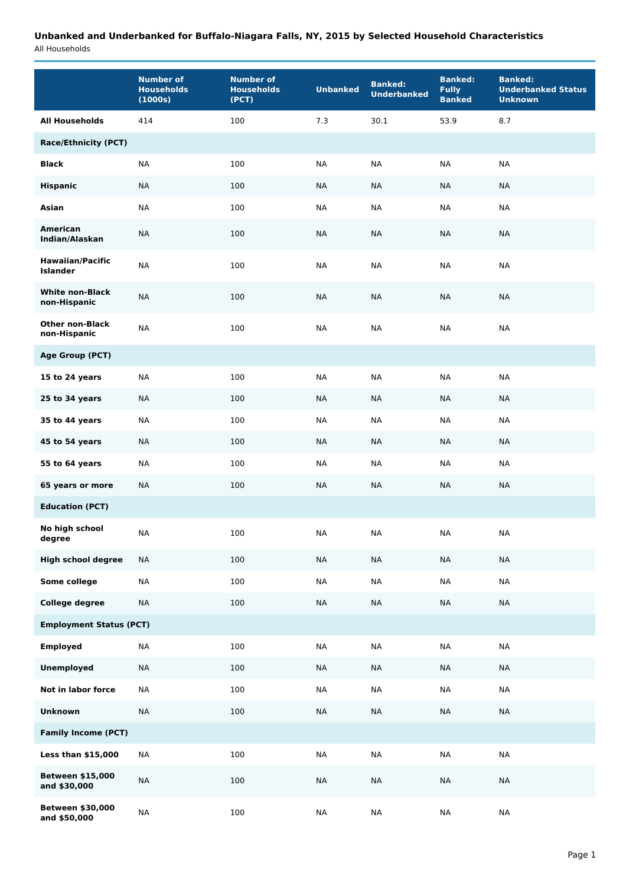## Unbanked and Underbanked for Buffalo-Niagara Falls, NY, 2015 by Selected Household Characteristics

All Households

| | Number of Households (1000s) | Number of Households (PCT) | Unbanked | Banked: Underbanked | Banked: Fully Banked | Banked: Underbanked Status Unknown |
|---|---|---|---|---|---|---|
| **All Households** | 414 | 100 | 7.3 | 30.1 | 53.9 | 8.7 |
| **Race/Ethnicity (PCT)** | | | | | | |
| **Black** | NA | 100 | NA | NA | NA | NA |
| **Hispanic** | NA | 100 | NA | NA | NA | NA |
| **Asian** | NA | 100 | NA | NA | NA | NA |
| **American Indian/Alaskan** | NA | 100 | NA | NA | NA | NA |
| **Hawaiian/Pacific Islander** | NA | 100 | NA | NA | NA | NA |
| **White non-Black non-Hispanic** | NA | 100 | NA | NA | NA | NA |
| **Other non-Black non-Hispanic** | NA | 100 | NA | NA | NA | NA |
| **Age Group (PCT)** | | | | | | |
| **15 to 24 years** | NA | 100 | NA | NA | NA | NA |
| **25 to 34 years** | NA | 100 | NA | NA | NA | NA |
| **35 to 44 years** | NA | 100 | NA | NA | NA | NA |
| **45 to 54 years** | NA | 100 | NA | NA | NA | NA |
| **55 to 64 years** | NA | 100 | NA | NA | NA | NA |
| **65 years or more** | NA | 100 | NA | NA | NA | NA |
| **Education (PCT)** | | | | | | |
| **No high school degree** | NA | 100 | NA | NA | NA | NA |
| **High school degree** | NA | 100 | NA | NA | NA | NA |
| **Some college** | NA | 100 | NA | NA | NA | NA |
| **College degree** | NA | 100 | NA | NA | NA | NA |
| **Employment Status (PCT)** | | | | | | |
| **Employed** | NA | 100 | NA | NA | NA | NA |
| **Unemployed** | NA | 100 | NA | NA | NA | NA |
| **Not in labor force** | NA | 100 | NA | NA | NA | NA |
| **Unknown** | NA | 100 | NA | NA | NA | NA |
| **Family Income (PCT)** | | | | | | |
| **Less than $15,000** | NA | 100 | NA | NA | NA | NA |
| **Between $15,000 and $30,000** | NA | 100 | NA | NA | NA | NA |
| **Between $30,000 and $50,000** | NA | 100 | NA | NA | NA | NA |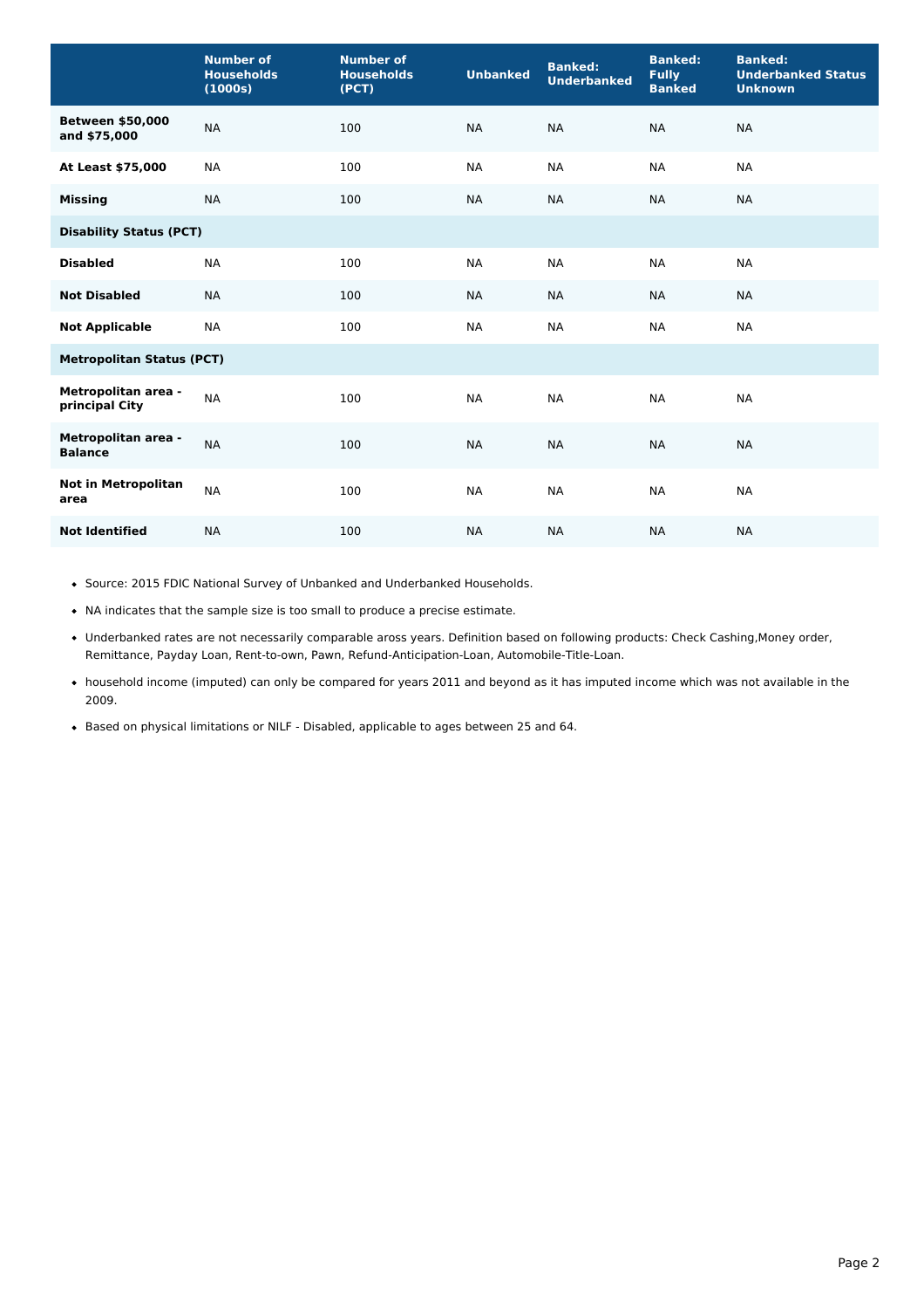| | Number of Households (1000s) | Number of Households (PCT) | Unbanked | Banked: Underbanked | Banked: Fully Banked | Banked: Underbanked Status Unknown |
|---|---|---|---|---|---|---|
| **Between $50,000 and $75,000** | NA | 100 | NA | NA | NA | NA |
| **At Least $75,000** | NA | 100 | NA | NA | NA | NA |
| **Missing** | NA | 100 | NA | NA | NA | NA |
| **Disability Status (PCT)** | | | | | | |
| **Disabled** | NA | 100 | NA | NA | NA | NA |
| **Not Disabled** | NA | 100 | NA | NA | NA | NA |
| **Not Applicable** | NA | 100 | NA | NA | NA | NA |
| **Metropolitan Status (PCT)** | | | | | | |
| **Metropolitan area - principal City** | NA | 100 | NA | NA | NA | NA |
| **Metropolitan area - Balance** | NA | 100 | NA | NA | NA | NA |
| **Not in Metropolitan area** | NA | 100 | NA | NA | NA | NA |
| **Not Identified** | NA | 100 | NA | NA | NA | NA |

- Source: 2015 FDIC National Survey of Unbanked and Underbanked Households.
- NA indicates that the sample size is too small to produce a precise estimate.
- Underbanked rates are not necessarily comparable aross years. Definition based on following products: Check Cashing,Money order, Remittance, Payday Loan, Rent-to-own, Pawn, Refund-Anticipation-Loan, Automobile-Title-Loan.
- household income (imputed) can only be compared for years 2011 and beyond as it has imputed income which was not available in the 2009.
- Based on physical limitations or NILF - Disabled, applicable to ages between 25 and 64.